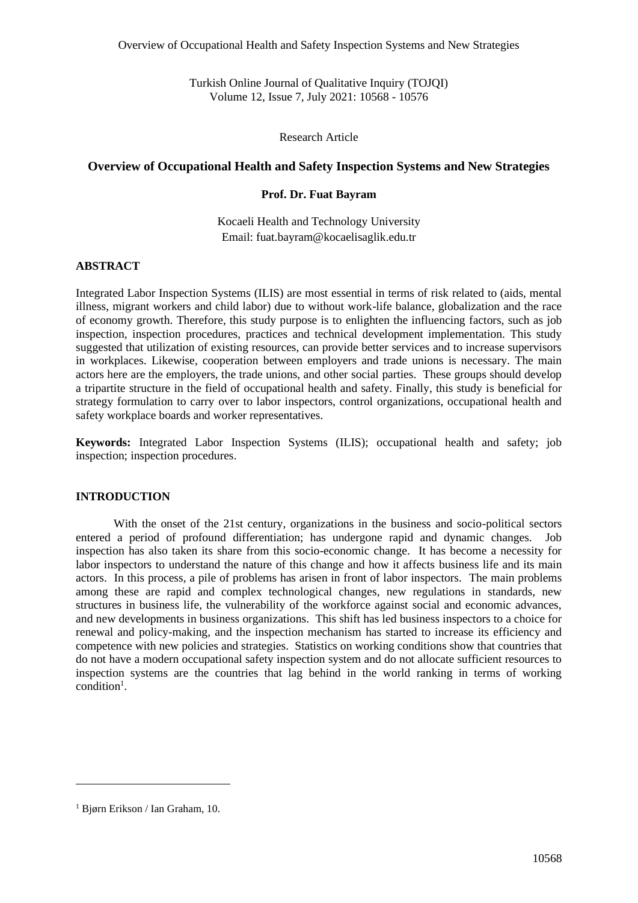Research Article

# Overview of Occupational Health and Safety Inspection Systems and New Strategies

**Prof. Dr. Fuat Bayram**

Kocaeli Health and Technology University
Email: fuat.bayram@kocaelisaglik.edu.tr

## ABSTRACT

Integrated Labor Inspection Systems (ILIS) are most essential in terms of risk related to (aids, mental illness, migrant workers and child labor) due to without work-life balance, globalization and the race of economy growth. Therefore, this study purpose is to enlighten the influencing factors, such as job inspection, inspection procedures, practices and technical development implementation. This study suggested that utilization of existing resources, can provide better services and to increase supervisors in workplaces. Likewise, cooperation between employers and trade unions is necessary. The main actors here are the employers, the trade unions, and other social parties. These groups should develop a tripartite structure in the field of occupational health and safety. Finally, this study is beneficial for strategy formulation to carry over to labor inspectors, control organizations, occupational health and safety workplace boards and worker representatives.

**Keywords:** Integrated Labor Inspection Systems (ILIS); occupational health and safety; job inspection; inspection procedures.

## INTRODUCTION

With the onset of the 21st century, organizations in the business and socio-political sectors entered a period of profound differentiation; has undergone rapid and dynamic changes. Job inspection has also taken its share from this socio-economic change. It has become a necessity for labor inspectors to understand the nature of this change and how it affects business life and its main actors. In this process, a pile of problems has arisen in front of labor inspectors. The main problems among these are rapid and complex technological changes, new regulations in standards, new structures in business life, the vulnerability of the workforce against social and economic advances, and new developments in business organizations. This shift has led business inspectors to a choice for renewal and policy-making, and the inspection mechanism has started to increase its efficiency and competence with new policies and strategies. Statistics on working conditions show that countries that do not have a modern occupational safety inspection system and do not allocate sufficient resources to inspection systems are the countries that lag behind in the world ranking in terms of working condition[1].

---

[1] Bjørn Erikson / Ian Graham, 10.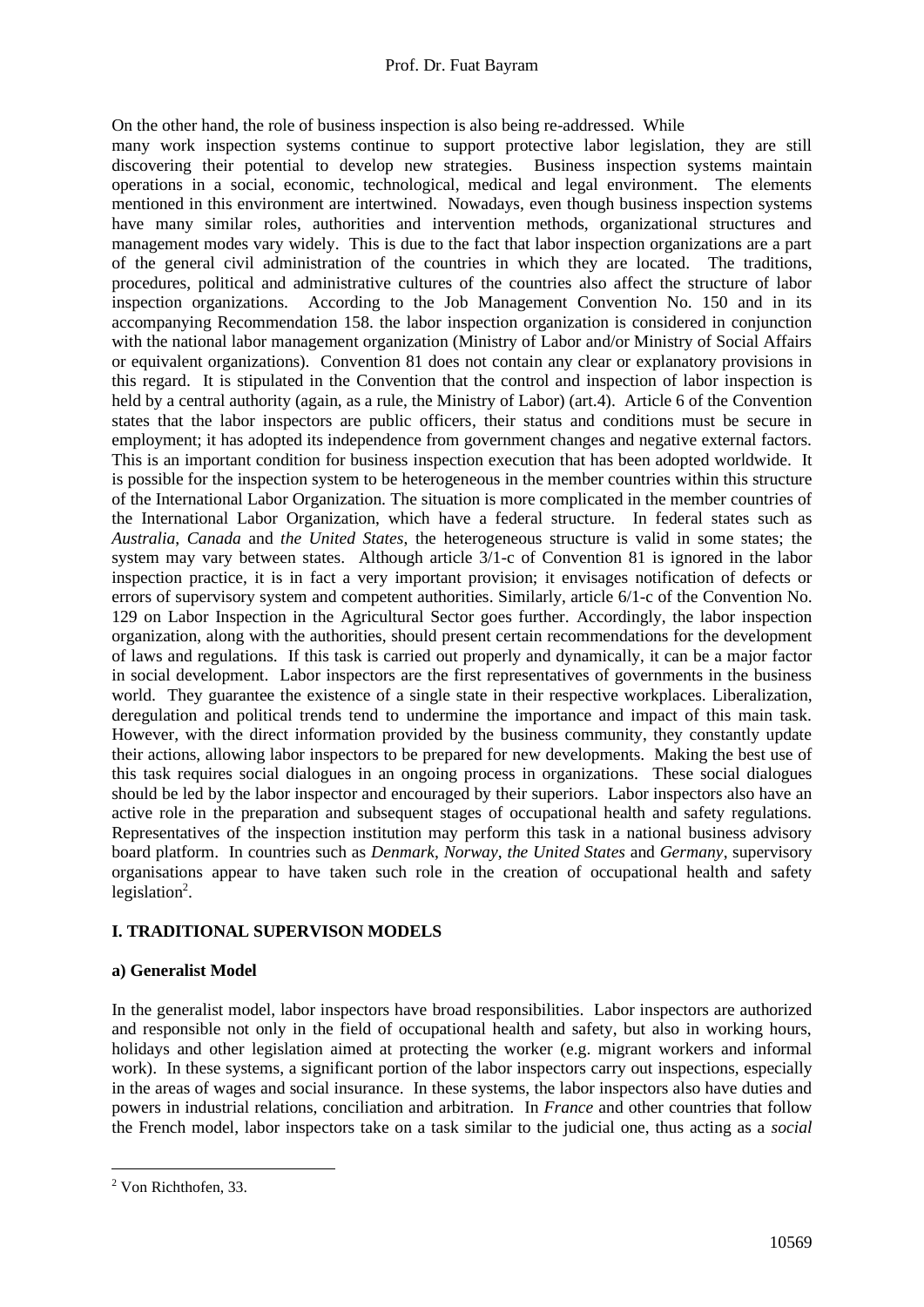On the other hand, the role of business inspection is also being re-addressed. While many work inspection systems continue to support protective labor legislation, they are still discovering their potential to develop new strategies. Business inspection systems maintain operations in a social, economic, technological, medical and legal environment. The elements mentioned in this environment are intertwined. Nowadays, even though business inspection systems have many similar roles, authorities and intervention methods, organizational structures and management modes vary widely. This is due to the fact that labor inspection organizations are a part of the general civil administration of the countries in which they are located. The traditions, procedures, political and administrative cultures of the countries also affect the structure of labor inspection organizations. According to the Job Management Convention No. 150 and in its accompanying Recommendation 158. the labor inspection organization is considered in conjunction with the national labor management organization (Ministry of Labor and/or Ministry of Social Affairs or equivalent organizations). Convention 81 does not contain any clear or explanatory provisions in this regard. It is stipulated in the Convention that the control and inspection of labor inspection is held by a central authority (again, as a rule, the Ministry of Labor) (art.4). Article 6 of the Convention states that the labor inspectors are public officers, their status and conditions must be secure in employment; it has adopted its independence from government changes and negative external factors. This is an important condition for business inspection execution that has been adopted worldwide. It is possible for the inspection system to be heterogeneous in the member countries within this structure of the International Labor Organization. The situation is more complicated in the member countries of the International Labor Organization, which have a federal structure. In federal states such as *Australia*, *Canada* and *the United States*, the heterogeneous structure is valid in some states; the system may vary between states. Although article 3/1-c of Convention 81 is ignored in the labor inspection practice, it is in fact a very important provision; it envisages notification of defects or errors of supervisory system and competent authorities. Similarly, article 6/1-c of the Convention No. 129 on Labor Inspection in the Agricultural Sector goes further. Accordingly, the labor inspection organization, along with the authorities, should present certain recommendations for the development of laws and regulations. If this task is carried out properly and dynamically, it can be a major factor in social development. Labor inspectors are the first representatives of governments in the business world. They guarantee the existence of a single state in their respective workplaces. Liberalization, deregulation and political trends tend to undermine the importance and impact of this main task. However, with the direct information provided by the business community, they constantly update their actions, allowing labor inspectors to be prepared for new developments. Making the best use of this task requires social dialogues in an ongoing process in organizations. These social dialogues should be led by the labor inspector and encouraged by their superiors. Labor inspectors also have an active role in the preparation and subsequent stages of occupational health and safety regulations. Representatives of the inspection institution may perform this task in a national business advisory board platform. In countries such as *Denmark*, *Norway*, *the United States* and *Germany*, supervisory organisations appear to have taken such role in the creation of occupational health and safety legislation[2].

## I. TRADITIONAL SUPERVISON MODELS

### a) Generalist Model

In the generalist model, labor inspectors have broad responsibilities. Labor inspectors are authorized and responsible not only in the field of occupational health and safety, but also in working hours, holidays and other legislation aimed at protecting the worker (e.g. migrant workers and informal work). In these systems, a significant portion of the labor inspectors carry out inspections, especially in the areas of wages and social insurance. In these systems, the labor inspectors also have duties and powers in industrial relations, conciliation and arbitration. In *France* and other countries that follow the French model, labor inspectors take on a task similar to the judicial one, thus acting as a *social*

---

[2] Von Richthofen, 33.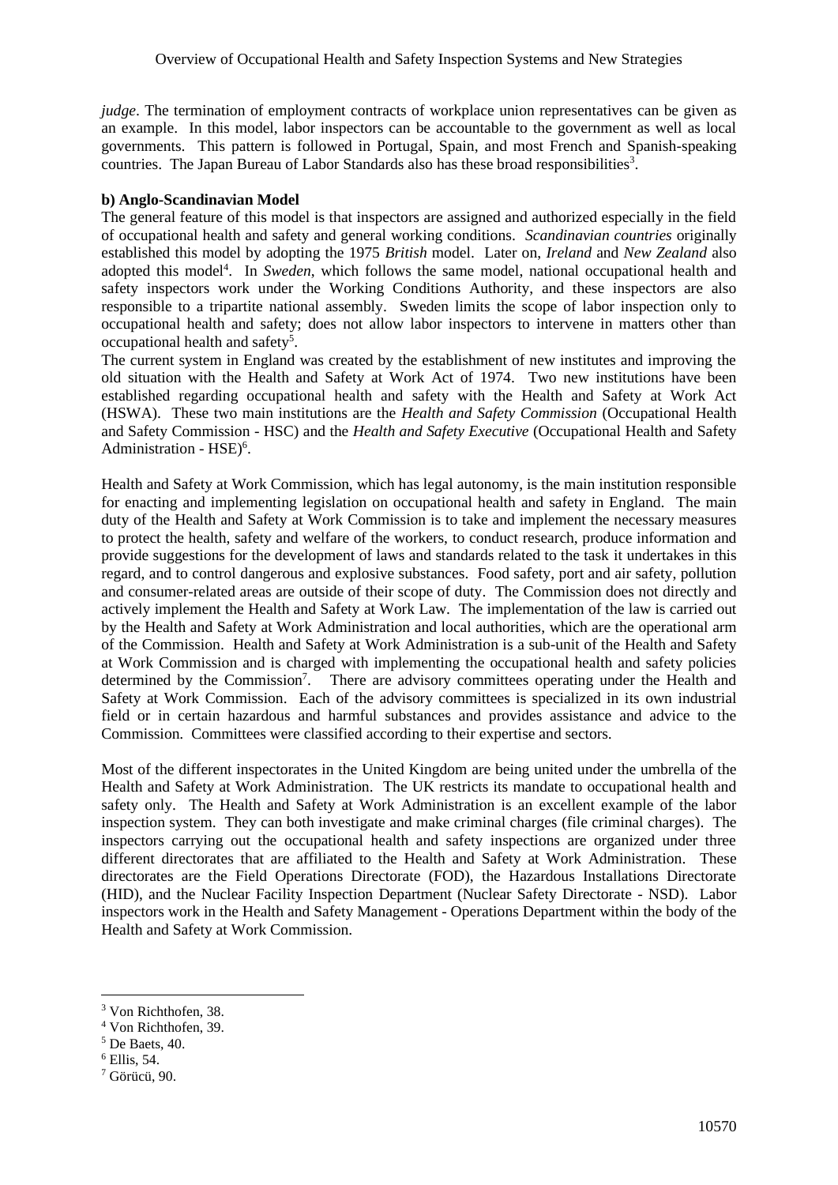*judge*. The termination of employment contracts of workplace union representatives can be given as an example. In this model, labor inspectors can be accountable to the government as well as local governments. This pattern is followed in Portugal, Spain, and most French and Spanish-speaking countries. The Japan Bureau of Labor Standards also has these broad responsibilities[3].

**b) Anglo-Scandinavian Model**

The general feature of this model is that inspectors are assigned and authorized especially in the field of occupational health and safety and general working conditions. *Scandinavian countries* originally established this model by adopting the 1975 *British* model. Later on, *Ireland* and *New Zealand* also adopted this model[4]. In *Sweden*, which follows the same model, national occupational health and safety inspectors work under the Working Conditions Authority, and these inspectors are also responsible to a tripartite national assembly. Sweden limits the scope of labor inspection only to occupational health and safety; does not allow labor inspectors to intervene in matters other than occupational health and safety[5].

The current system in England was created by the establishment of new institutes and improving the old situation with the Health and Safety at Work Act of 1974. Two new institutions have been established regarding occupational health and safety with the Health and Safety at Work Act (HSWA). These two main institutions are the *Health and Safety Commission* (Occupational Health and Safety Commission - HSC) and the *Health and Safety Executive* (Occupational Health and Safety Administration - HSE)[6].

Health and Safety at Work Commission, which has legal autonomy, is the main institution responsible for enacting and implementing legislation on occupational health and safety in England. The main duty of the Health and Safety at Work Commission is to take and implement the necessary measures to protect the health, safety and welfare of the workers, to conduct research, produce information and provide suggestions for the development of laws and standards related to the task it undertakes in this regard, and to control dangerous and explosive substances. Food safety, port and air safety, pollution and consumer-related areas are outside of their scope of duty. The Commission does not directly and actively implement the Health and Safety at Work Law. The implementation of the law is carried out by the Health and Safety at Work Administration and local authorities, which are the operational arm of the Commission. Health and Safety at Work Administration is a sub-unit of the Health and Safety at Work Commission and is charged with implementing the occupational health and safety policies determined by the Commission[7]. There are advisory committees operating under the Health and Safety at Work Commission. Each of the advisory committees is specialized in its own industrial field or in certain hazardous and harmful substances and provides assistance and advice to the Commission. Committees were classified according to their expertise and sectors.

Most of the different inspectorates in the United Kingdom are being united under the umbrella of the Health and Safety at Work Administration. The UK restricts its mandate to occupational health and safety only. The Health and Safety at Work Administration is an excellent example of the labor inspection system. They can both investigate and make criminal charges (file criminal charges). The inspectors carrying out the occupational health and safety inspections are organized under three different directorates that are affiliated to the Health and Safety at Work Administration. These directorates are the Field Operations Directorate (FOD), the Hazardous Installations Directorate (HID), and the Nuclear Facility Inspection Department (Nuclear Safety Directorate - NSD). Labor inspectors work in the Health and Safety Management - Operations Department within the body of the Health and Safety at Work Commission.

---

[3] Von Richthofen, 38.

[4] Von Richthofen, 39.

[5] De Baets, 40.

[6] Ellis, 54.

[7] Görücü, 90.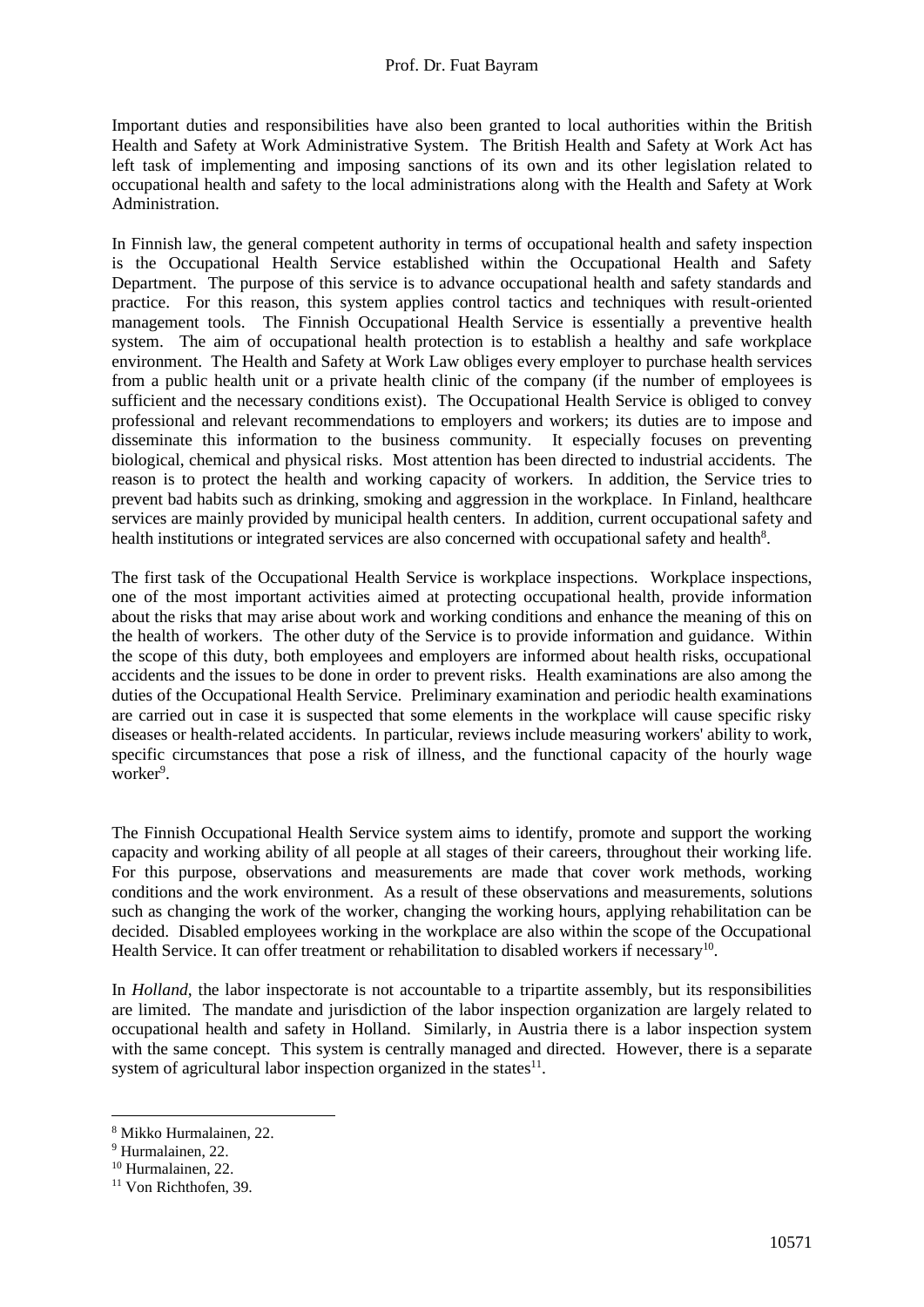Important duties and responsibilities have also been granted to local authorities within the British Health and Safety at Work Administrative System. The British Health and Safety at Work Act has left task of implementing and imposing sanctions of its own and its other legislation related to occupational health and safety to the local administrations along with the Health and Safety at Work Administration.

In Finnish law, the general competent authority in terms of occupational health and safety inspection is the Occupational Health Service established within the Occupational Health and Safety Department. The purpose of this service is to advance occupational health and safety standards and practice. For this reason, this system applies control tactics and techniques with result-oriented management tools. The Finnish Occupational Health Service is essentially a preventive health system. The aim of occupational health protection is to establish a healthy and safe workplace environment. The Health and Safety at Work Law obliges every employer to purchase health services from a public health unit or a private health clinic of the company (if the number of employees is sufficient and the necessary conditions exist). The Occupational Health Service is obliged to convey professional and relevant recommendations to employers and workers; its duties are to impose and disseminate this information to the business community. It especially focuses on preventing biological, chemical and physical risks. Most attention has been directed to industrial accidents. The reason is to protect the health and working capacity of workers. In addition, the Service tries to prevent bad habits such as drinking, smoking and aggression in the workplace. In Finland, healthcare services are mainly provided by municipal health centers. In addition, current occupational safety and health institutions or integrated services are also concerned with occupational safety and health[8].

The first task of the Occupational Health Service is workplace inspections. Workplace inspections, one of the most important activities aimed at protecting occupational health, provide information about the risks that may arise about work and working conditions and enhance the meaning of this on the health of workers. The other duty of the Service is to provide information and guidance. Within the scope of this duty, both employees and employers are informed about health risks, occupational accidents and the issues to be done in order to prevent risks. Health examinations are also among the duties of the Occupational Health Service. Preliminary examination and periodic health examinations are carried out in case it is suspected that some elements in the workplace will cause specific risky diseases or health-related accidents. In particular, reviews include measuring workers' ability to work, specific circumstances that pose a risk of illness, and the functional capacity of the hourly wage worker[9].

The Finnish Occupational Health Service system aims to identify, promote and support the working capacity and working ability of all people at all stages of their careers, throughout their working life. For this purpose, observations and measurements are made that cover work methods, working conditions and the work environment. As a result of these observations and measurements, solutions such as changing the work of the worker, changing the working hours, applying rehabilitation can be decided. Disabled employees working in the workplace are also within the scope of the Occupational Health Service. It can offer treatment or rehabilitation to disabled workers if necessary[10].

In *Holland*, the labor inspectorate is not accountable to a tripartite assembly, but its responsibilities are limited. The mandate and jurisdiction of the labor inspection organization are largely related to occupational health and safety in Holland. Similarly, in Austria there is a labor inspection system with the same concept. This system is centrally managed and directed. However, there is a separate system of agricultural labor inspection organized in the states[11].

---

[8] Mikko Hurmalainen, 22.
[9] Hurmalainen, 22.
[10] Hurmalainen, 22.
[11] Von Richthofen, 39.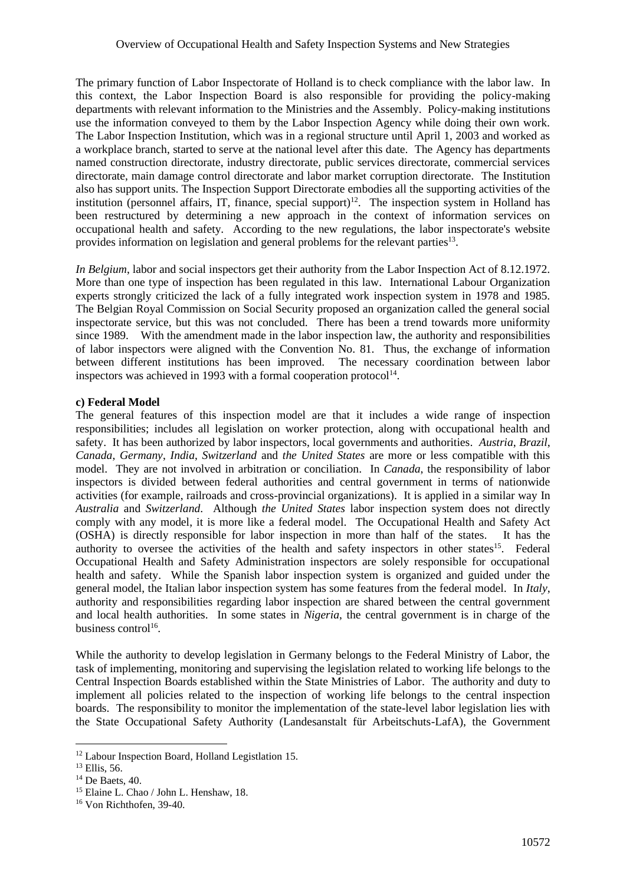The primary function of Labor Inspectorate of Holland is to check compliance with the labor law. In this context, the Labor Inspection Board is also responsible for providing the policy-making departments with relevant information to the Ministries and the Assembly. Policy-making institutions use the information conveyed to them by the Labor Inspection Agency while doing their own work. The Labor Inspection Institution, which was in a regional structure until April 1, 2003 and worked as a workplace branch, started to serve at the national level after this date. The Agency has departments named construction directorate, industry directorate, public services directorate, commercial services directorate, main damage control directorate and labor market corruption directorate. The Institution also has support units. The Inspection Support Directorate embodies all the supporting activities of the institution (personnel affairs, IT, finance, special support)[12]. The inspection system in Holland has been restructured by determining a new approach in the context of information services on occupational health and safety. According to the new regulations, the labor inspectorate's website provides information on legislation and general problems for the relevant parties[13].

*In Belgium*, labor and social inspectors get their authority from the Labor Inspection Act of 8.12.1972. More than one type of inspection has been regulated in this law. International Labour Organization experts strongly criticized the lack of a fully integrated work inspection system in 1978 and 1985. The Belgian Royal Commission on Social Security proposed an organization called the general social inspectorate service, but this was not concluded. There has been a trend towards more uniformity since 1989. With the amendment made in the labor inspection law, the authority and responsibilities of labor inspectors were aligned with the Convention No. 81. Thus, the exchange of information between different institutions has been improved. The necessary coordination between labor inspectors was achieved in 1993 with a formal cooperation protocol[14].

**c) Federal Model**

The general features of this inspection model are that it includes a wide range of inspection responsibilities; includes all legislation on worker protection, along with occupational health and safety. It has been authorized by labor inspectors, local governments and authorities. *Austria*, *Brazil*, *Canada*, *Germany*, *India*, *Switzerland* and *the United States* are more or less compatible with this model. They are not involved in arbitration or conciliation. In *Canada*, the responsibility of labor inspectors is divided between federal authorities and central government in terms of nationwide activities (for example, railroads and cross-provincial organizations). It is applied in a similar way In *Australia* and *Switzerland*. Although *the United States* labor inspection system does not directly comply with any model, it is more like a federal model. The Occupational Health and Safety Act (OSHA) is directly responsible for labor inspection in more than half of the states. It has the authority to oversee the activities of the health and safety inspectors in other states[15]. Federal Occupational Health and Safety Administration inspectors are solely responsible for occupational health and safety. While the Spanish labor inspection system is organized and guided under the general model, the Italian labor inspection system has some features from the federal model. In *Italy*, authority and responsibilities regarding labor inspection are shared between the central government and local health authorities. In some states in *Nigeria*, the central government is in charge of the business control[16].

While the authority to develop legislation in Germany belongs to the Federal Ministry of Labor, the task of implementing, monitoring and supervising the legislation related to working life belongs to the Central Inspection Boards established within the State Ministries of Labor. The authority and duty to implement all policies related to the inspection of working life belongs to the central inspection boards. The responsibility to monitor the implementation of the state-level labor legislation lies with the State Occupational Safety Authority (Landesanstalt für Arbeitschuts-LafA), the Government

---

[12] Labour Inspection Board, Holland Legistlation 15.

[13] Ellis, 56.

[14] De Baets, 40.

[15] Elaine L. Chao / John L. Henshaw, 18.

[16] Von Richthofen, 39-40.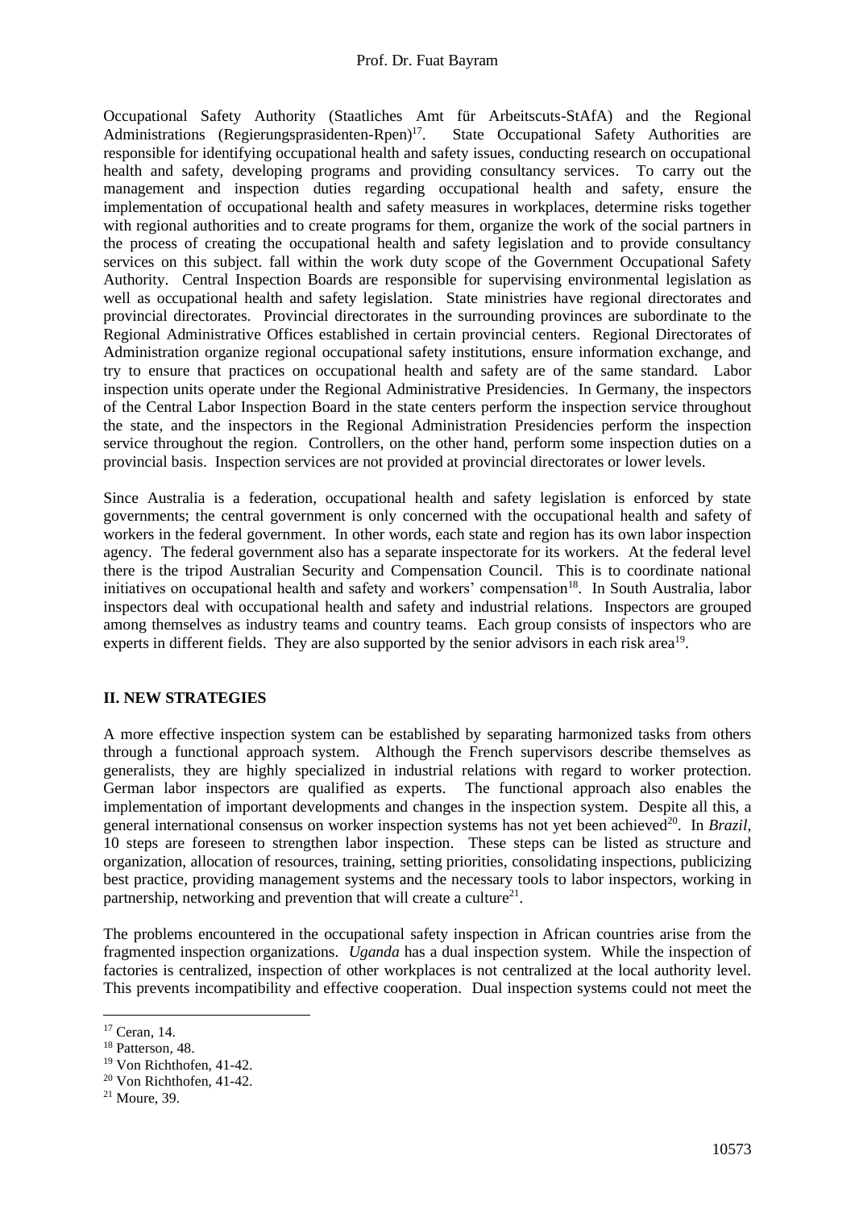Occupational Safety Authority (Staatliches Amt für Arbeitscuts-StAfA) and the Regional Administrations (Regierungsprasidenten-Rpen)[17]. State Occupational Safety Authorities are responsible for identifying occupational health and safety issues, conducting research on occupational health and safety, developing programs and providing consultancy services. To carry out the management and inspection duties regarding occupational health and safety, ensure the implementation of occupational health and safety measures in workplaces, determine risks together with regional authorities and to create programs for them, organize the work of the social partners in the process of creating the occupational health and safety legislation and to provide consultancy services on this subject. fall within the work duty scope of the Government Occupational Safety Authority. Central Inspection Boards are responsible for supervising environmental legislation as well as occupational health and safety legislation. State ministries have regional directorates and provincial directorates. Provincial directorates in the surrounding provinces are subordinate to the Regional Administrative Offices established in certain provincial centers. Regional Directorates of Administration organize regional occupational safety institutions, ensure information exchange, and try to ensure that practices on occupational health and safety are of the same standard. Labor inspection units operate under the Regional Administrative Presidencies. In Germany, the inspectors of the Central Labor Inspection Board in the state centers perform the inspection service throughout the state, and the inspectors in the Regional Administration Presidencies perform the inspection service throughout the region. Controllers, on the other hand, perform some inspection duties on a provincial basis. Inspection services are not provided at provincial directorates or lower levels.

Since Australia is a federation, occupational health and safety legislation is enforced by state governments; the central government is only concerned with the occupational health and safety of workers in the federal government. In other words, each state and region has its own labor inspection agency. The federal government also has a separate inspectorate for its workers. At the federal level there is the tripod Australian Security and Compensation Council. This is to coordinate national initiatives on occupational health and safety and workers' compensation[18]. In South Australia, labor inspectors deal with occupational health and safety and industrial relations. Inspectors are grouped among themselves as industry teams and country teams. Each group consists of inspectors who are experts in different fields. They are also supported by the senior advisors in each risk area[19].

## II. NEW STRATEGIES

A more effective inspection system can be established by separating harmonized tasks from others through a functional approach system. Although the French supervisors describe themselves as generalists, they are highly specialized in industrial relations with regard to worker protection. German labor inspectors are qualified as experts. The functional approach also enables the implementation of important developments and changes in the inspection system. Despite all this, a general international consensus on worker inspection systems has not yet been achieved[20]. In *Brazil*, 10 steps are foreseen to strengthen labor inspection. These steps can be listed as structure and organization, allocation of resources, training, setting priorities, consolidating inspections, publicizing best practice, providing management systems and the necessary tools to labor inspectors, working in partnership, networking and prevention that will create a culture[21].

The problems encountered in the occupational safety inspection in African countries arise from the fragmented inspection organizations. *Uganda* has a dual inspection system. While the inspection of factories is centralized, inspection of other workplaces is not centralized at the local authority level. This prevents incompatibility and effective cooperation. Dual inspection systems could not meet the

---

[17] Ceran, 14.

[18] Patterson, 48.

[19] Von Richthofen, 41-42.

[20] Von Richthofen, 41-42.

[21] Moure, 39.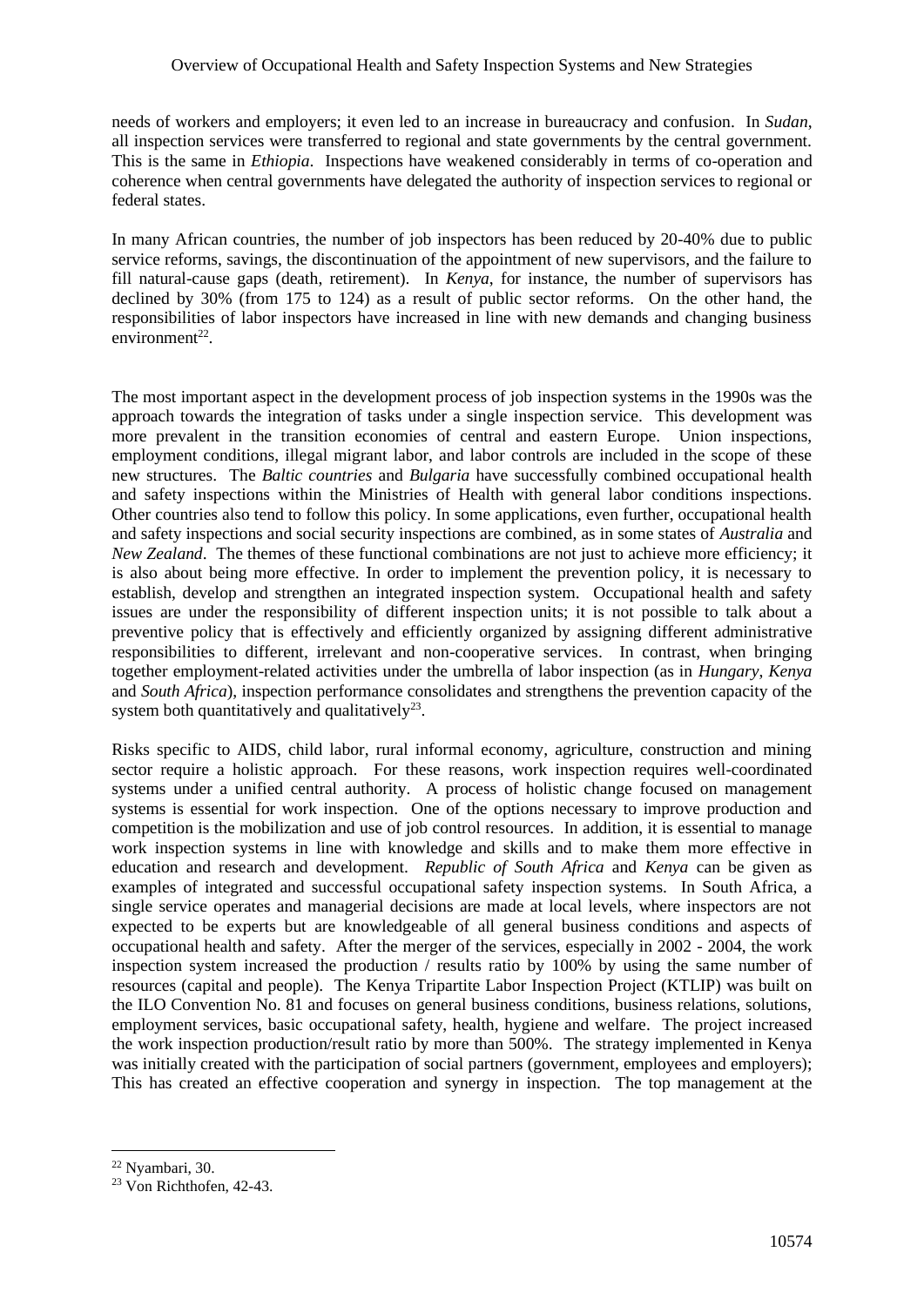needs of workers and employers; it even led to an increase in bureaucracy and confusion. In *Sudan*, all inspection services were transferred to regional and state governments by the central government. This is the same in *Ethiopia*. Inspections have weakened considerably in terms of co-operation and coherence when central governments have delegated the authority of inspection services to regional or federal states.

In many African countries, the number of job inspectors has been reduced by 20-40% due to public service reforms, savings, the discontinuation of the appointment of new supervisors, and the failure to fill natural-cause gaps (death, retirement). In *Kenya*, for instance, the number of supervisors has declined by 30% (from 175 to 124) as a result of public sector reforms. On the other hand, the responsibilities of labor inspectors have increased in line with new demands and changing business environment[22].

The most important aspect in the development process of job inspection systems in the 1990s was the approach towards the integration of tasks under a single inspection service. This development was more prevalent in the transition economies of central and eastern Europe. Union inspections, employment conditions, illegal migrant labor, and labor controls are included in the scope of these new structures. The *Baltic countries* and *Bulgaria* have successfully combined occupational health and safety inspections within the Ministries of Health with general labor conditions inspections. Other countries also tend to follow this policy. In some applications, even further, occupational health and safety inspections and social security inspections are combined, as in some states of *Australia* and *New Zealand*. The themes of these functional combinations are not just to achieve more efficiency; it is also about being more effective. In order to implement the prevention policy, it is necessary to establish, develop and strengthen an integrated inspection system. Occupational health and safety issues are under the responsibility of different inspection units; it is not possible to talk about a preventive policy that is effectively and efficiently organized by assigning different administrative responsibilities to different, irrelevant and non-cooperative services. In contrast, when bringing together employment-related activities under the umbrella of labor inspection (as in *Hungary*, *Kenya* and *South Africa*), inspection performance consolidates and strengthens the prevention capacity of the system both quantitatively and qualitatively[23].

Risks specific to AIDS, child labor, rural informal economy, agriculture, construction and mining sector require a holistic approach. For these reasons, work inspection requires well-coordinated systems under a unified central authority. A process of holistic change focused on management systems is essential for work inspection. One of the options necessary to improve production and competition is the mobilization and use of job control resources. In addition, it is essential to manage work inspection systems in line with knowledge and skills and to make them more effective in education and research and development. *Republic of South Africa* and *Kenya* can be given as examples of integrated and successful occupational safety inspection systems. In South Africa, a single service operates and managerial decisions are made at local levels, where inspectors are not expected to be experts but are knowledgeable of all general business conditions and aspects of occupational health and safety. After the merger of the services, especially in 2002 - 2004, the work inspection system increased the production / results ratio by 100% by using the same number of resources (capital and people). The Kenya Tripartite Labor Inspection Project (KTLIP) was built on the ILO Convention No. 81 and focuses on general business conditions, business relations, solutions, employment services, basic occupational safety, health, hygiene and welfare. The project increased the work inspection production/result ratio by more than 500%. The strategy implemented in Kenya was initially created with the participation of social partners (government, employees and employers); This has created an effective cooperation and synergy in inspection. The top management at the

---

[22] Nyambari, 30.

[23] Von Richthofen, 42-43.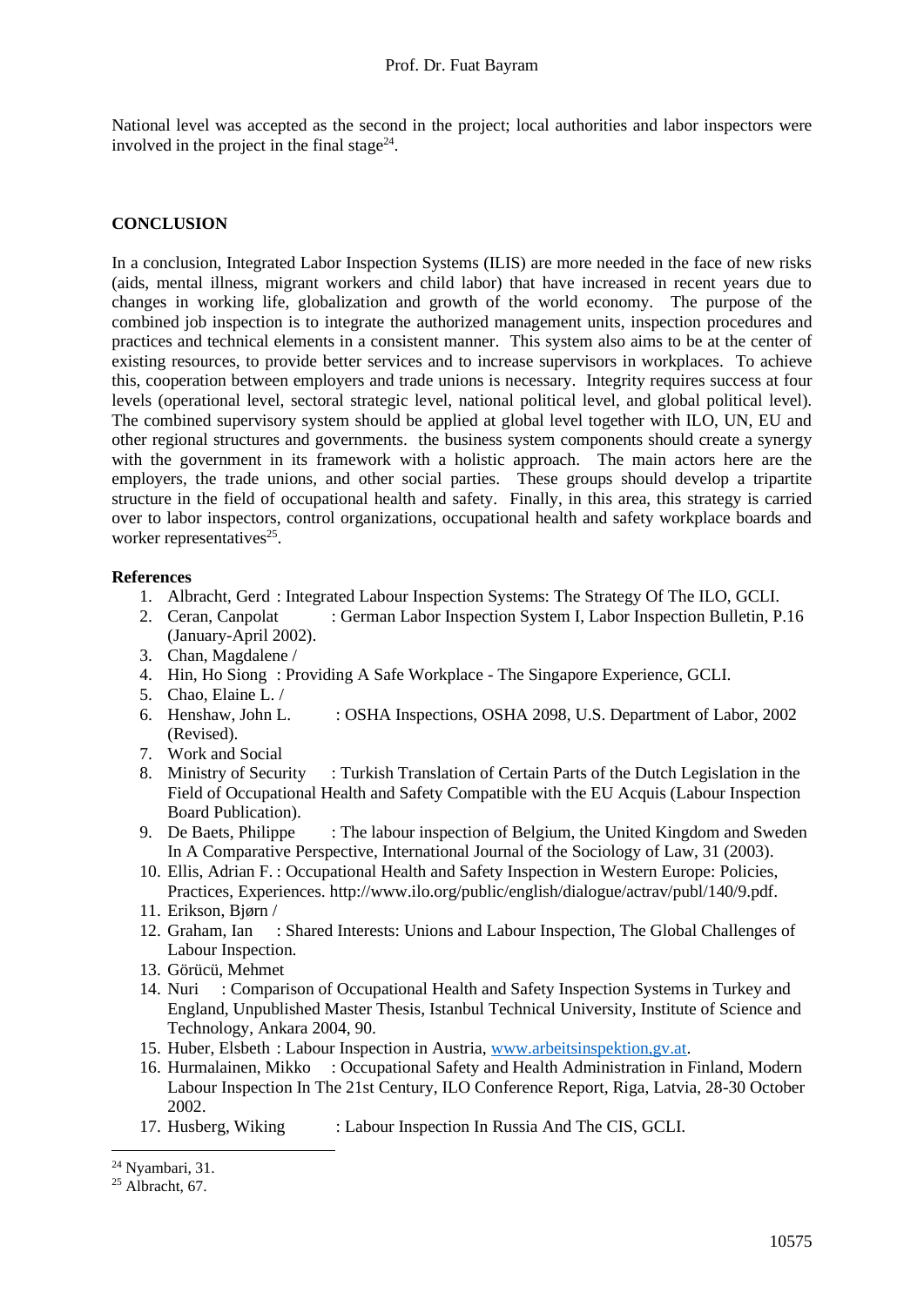National level was accepted as the second in the project; local authorities and labor inspectors were involved in the project in the final stage[24].

## CONCLUSION

In a conclusion, Integrated Labor Inspection Systems (ILIS) are more needed in the face of new risks (aids, mental illness, migrant workers and child labor) that have increased in recent years due to changes in working life, globalization and growth of the world economy. The purpose of the combined job inspection is to integrate the authorized management units, inspection procedures and practices and technical elements in a consistent manner. This system also aims to be at the center of existing resources, to provide better services and to increase supervisors in workplaces. To achieve this, cooperation between employers and trade unions is necessary. Integrity requires success at four levels (operational level, sectoral strategic level, national political level, and global political level). The combined supervisory system should be applied at global level together with ILO, UN, EU and other regional structures and governments. the business system components should create a synergy with the government in its framework with a holistic approach. The main actors here are the employers, the trade unions, and other social parties. These groups should develop a tripartite structure in the field of occupational health and safety. Finally, in this area, this strategy is carried over to labor inspectors, control organizations, occupational health and safety workplace boards and worker representatives[25].

**References**

1. Albracht, Gerd : Integrated Labour Inspection Systems: The Strategy Of The ILO, GCLI.
2. Ceran, Canpolat : German Labor Inspection System I, Labor Inspection Bulletin, P.16 (January-April 2002).
3. Chan, Magdalene /
4. Hin, Ho Siong : Providing A Safe Workplace - The Singapore Experience, GCLI.
5. Chao, Elaine L. /
6. Henshaw, John L. : OSHA Inspections, OSHA 2098, U.S. Department of Labor, 2002 (Revised).
7. Work and Social
8. Ministry of Security : Turkish Translation of Certain Parts of the Dutch Legislation in the Field of Occupational Health and Safety Compatible with the EU Acquis (Labour Inspection Board Publication).
9. De Baets, Philippe : The labour inspection of Belgium, the United Kingdom and Sweden In A Comparative Perspective, International Journal of the Sociology of Law, 31 (2003).
10. Ellis, Adrian F. : Occupational Health and Safety Inspection in Western Europe: Policies, Practices, Experiences. http://www.ilo.org/public/english/dialogue/actrav/publ/140/9.pdf.
11. Erikson, Bjørn /
12. Graham, Ian : Shared Interests: Unions and Labour Inspection, The Global Challenges of Labour Inspection.
13. Görücü, Mehmet
14. Nuri : Comparison of Occupational Health and Safety Inspection Systems in Turkey and England, Unpublished Master Thesis, Istanbul Technical University, Institute of Science and Technology, Ankara 2004, 90.
15. Huber, Elsbeth : Labour Inspection in Austria, www.arbeitsinspektion,gv.at.
16. Hurmalainen, Mikko : Occupational Safety and Health Administration in Finland, Modern Labour Inspection In The 21st Century, ILO Conference Report, Riga, Latvia, 28-30 October 2002.
17. Husberg, Wiking : Labour Inspection In Russia And The CIS, GCLI.

---

[24] Nyambari, 31.

[25] Albracht, 67.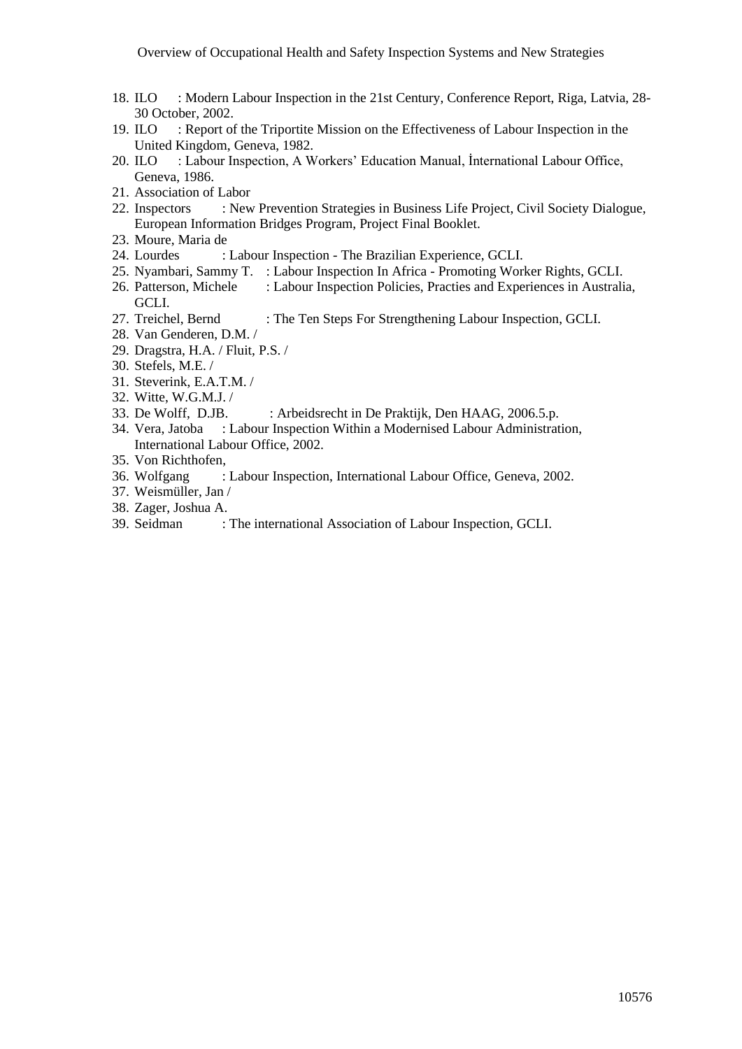18. ILO : Modern Labour Inspection in the 21st Century, Conference Report, Riga, Latvia, 28-30 October, 2002.
19. ILO : Report of the Triportite Mission on the Effectiveness of Labour Inspection in the United Kingdom, Geneva, 1982.
20. ILO : Labour Inspection, A Workers' Education Manual, İnternational Labour Office, Geneva, 1986.
21. Association of Labor
22. Inspectors : New Prevention Strategies in Business Life Project, Civil Society Dialogue, European Information Bridges Program, Project Final Booklet.
23. Moure, Maria de
24. Lourdes : Labour Inspection - The Brazilian Experience, GCLI.
25. Nyambari, Sammy T. : Labour Inspection In Africa - Promoting Worker Rights, GCLI.
26. Patterson, Michele : Labour Inspection Policies, Practies and Experiences in Australia, GCLI.
27. Treichel, Bernd : The Ten Steps For Strengthening Labour Inspection, GCLI.
28. Van Genderen, D.M. /
29. Dragstra, H.A. / Fluit, P.S. /
30. Stefels, M.E. /
31. Steverink, E.A.T.M. /
32. Witte, W.G.M.J. /
33. De Wolff, D.JB. : Arbeidsrecht in De Praktijk, Den HAAG, 2006.5.p.
34. Vera, Jatoba : Labour Inspection Within a Modernised Labour Administration, International Labour Office, 2002.
35. Von Richthofen,
36. Wolfgang : Labour Inspection, International Labour Office, Geneva, 2002.
37. Weismüller, Jan /
38. Zager, Joshua A.
39. Seidman : The international Association of Labour Inspection, GCLI.